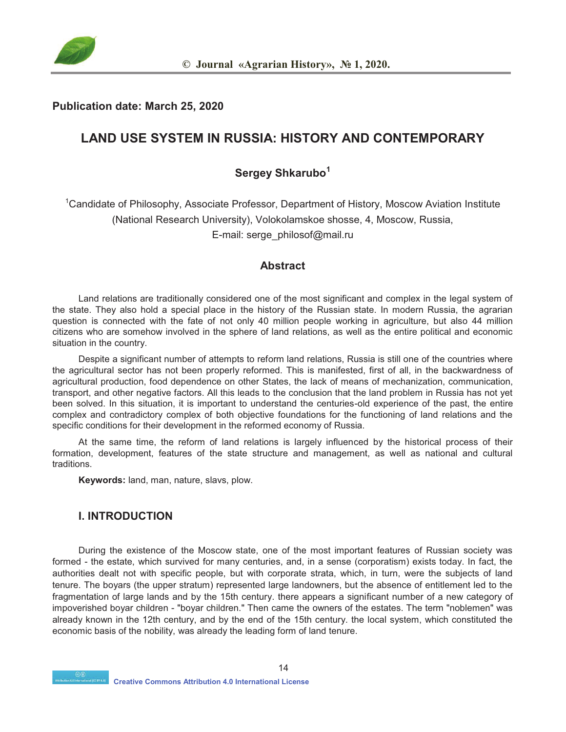**Publication date: March 25, 2020**

# LAND USE SYSTEM IN RUSSIA: HISTORY AND CONTEMPORARY

**Sergey Shkarubo[1]**

[1]Candidate of Philosophy, Associate Professor, Department of History, Moscow Aviation Institute (National Research University), Volokolamskoe shosse, 4, Moscow, Russia,
E-mail: serge_philosof@mail.ru

## Abstract

Land relations are traditionally considered one of the most significant and complex in the legal system of the state. They also hold a special place in the history of the Russian state. In modern Russia, the agrarian question is connected with the fate of not only 40 million people working in agriculture, but also 44 million citizens who are somehow involved in the sphere of land relations, as well as the entire political and economic situation in the country.

Despite a significant number of attempts to reform land relations, Russia is still one of the countries where the agricultural sector has not been properly reformed. This is manifested, first of all, in the backwardness of agricultural production, food dependence on other States, the lack of means of mechanization, communication, transport, and other negative factors. All this leads to the conclusion that the land problem in Russia has not yet been solved. In this situation, it is important to understand the centuries-old experience of the past, the entire complex and contradictory complex of both objective foundations for the functioning of land relations and the specific conditions for their development in the reformed economy of Russia.

At the same time, the reform of land relations is largely influenced by the historical process of their formation, development, features of the state structure and management, as well as national and cultural traditions.

**Keywords:** land, man, nature, slavs, plow.

## I. INTRODUCTION

During the existence of the Moscow state, one of the most important features of Russian society was formed - the estate, which survived for many centuries, and, in a sense (corporatism) exists today. In fact, the authorities dealt not with specific people, but with corporate strata, which, in turn, were the subjects of land tenure. The boyars (the upper stratum) represented large landowners, but the absence of entitlement led to the fragmentation of large lands and by the 15th century. there appears a significant number of a new category of impoverished boyar children - "boyar children." Then came the owners of the estates. The term "noblemen" was already known in the 12th century, and by the end of the 15th century. the local system, which constituted the economic basis of the nobility, was already the leading form of land tenure.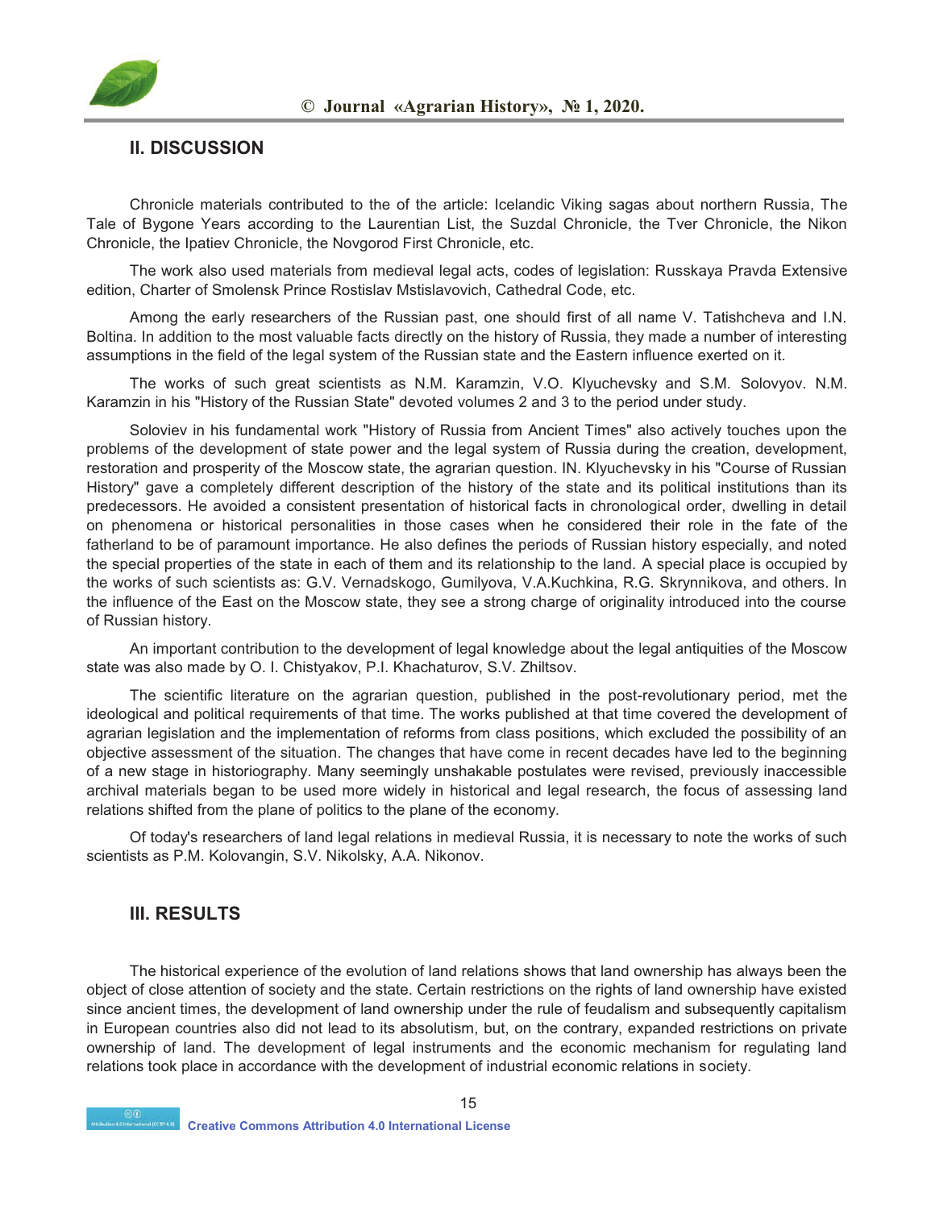## II. DISCUSSION

Chronicle materials contributed to the of the article: Icelandic Viking sagas about northern Russia, The Tale of Bygone Years according to the Laurentian List, the Suzdal Chronicle, the Tver Chronicle, the Nikon Chronicle, the Ipatiev Chronicle, the Novgorod First Chronicle, etc.

The work also used materials from medieval legal acts, codes of legislation: Russkaya Pravda Extensive edition, Charter of Smolensk Prince Rostislav Mstislavovich, Cathedral Code, etc.

Among the early researchers of the Russian past, one should first of all name V. Tatishcheva and I.N. Boltina. In addition to the most valuable facts directly on the history of Russia, they made a number of interesting assumptions in the field of the legal system of the Russian state and the Eastern influence exerted on it.

The works of such great scientists as N.M. Karamzin, V.O. Klyuchevsky and S.M. Solovyov. N.M. Karamzin in his "History of the Russian State" devoted volumes 2 and 3 to the period under study.

Soloviev in his fundamental work "History of Russia from Ancient Times" also actively touches upon the problems of the development of state power and the legal system of Russia during the creation, development, restoration and prosperity of the Moscow state, the agrarian question. IN. Klyuchevsky in his "Course of Russian History" gave a completely different description of the history of the state and its political institutions than its predecessors. He avoided a consistent presentation of historical facts in chronological order, dwelling in detail on phenomena or historical personalities in those cases when he considered their role in the fate of the fatherland to be of paramount importance. He also defines the periods of Russian history especially, and noted the special properties of the state in each of them and its relationship to the land. A special place is occupied by the works of such scientists as: G.V. Vernadskogo, Gumilyova, V.A.Kuchkina, R.G. Skrynnikova, and others. In the influence of the East on the Moscow state, they see a strong charge of originality introduced into the course of Russian history.

An important contribution to the development of legal knowledge about the legal antiquities of the Moscow state was also made by O. I. Chistyakov, P.I. Khachaturov, S.V. Zhiltsov.

The scientific literature on the agrarian question, published in the post-revolutionary period, met the ideological and political requirements of that time. The works published at that time covered the development of agrarian legislation and the implementation of reforms from class positions, which excluded the possibility of an objective assessment of the situation. The changes that have come in recent decades have led to the beginning of a new stage in historiography. Many seemingly unshakable postulates were revised, previously inaccessible archival materials began to be used more widely in historical and legal research, the focus of assessing land relations shifted from the plane of politics to the plane of the economy.

Of today's researchers of land legal relations in medieval Russia, it is necessary to note the works of such scientists as P.M. Kolovangin, S.V. Nikolsky, A.A. Nikonov.

## III. RESULTS

The historical experience of the evolution of land relations shows that land ownership has always been the object of close attention of society and the state. Certain restrictions on the rights of land ownership have existed since ancient times, the development of land ownership under the rule of feudalism and subsequently capitalism in European countries also did not lead to its absolutism, but, on the contrary, expanded restrictions on private ownership of land. The development of legal instruments and the economic mechanism for regulating land relations took place in accordance with the development of industrial economic relations in society.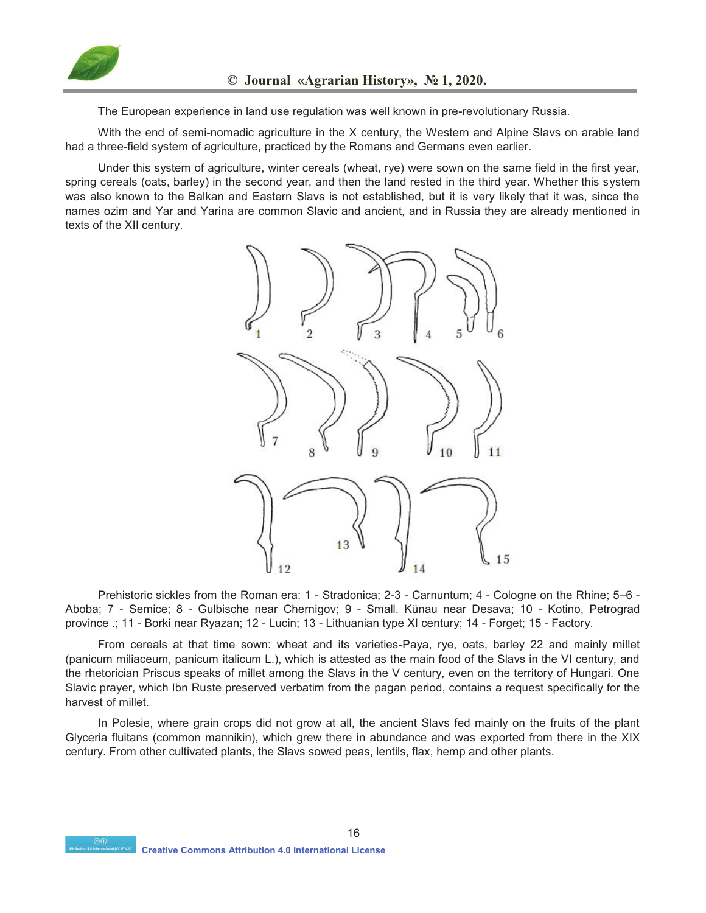The European experience in land use regulation was well known in pre-revolutionary Russia.

With the end of semi-nomadic agriculture in the X century, the Western and Alpine Slavs on arable land had a three-field system of agriculture, practiced by the Romans and Germans even earlier.

Under this system of agriculture, winter cereals (wheat, rye) were sown on the same field in the first year, spring cereals (oats, barley) in the second year, and then the land rested in the third year. Whether this system was also known to the Balkan and Eastern Slavs is not established, but it is very likely that it was, since the names ozim and Yar and Yarina are common Slavic and ancient, and in Russia they are already mentioned in texts of the XII century.

Prehistoric sickles from the Roman era: 1 - Stradonica; 2-3 - Carnuntum; 4 - Cologne on the Rhine; 5–6 - Aboba; 7 - Semice; 8 - Gulbische near Chernigov; 9 - Small. Künau near Desava; 10 - Kotino, Petrograd province .; 11 - Borki near Ryazan; 12 - Lucin; 13 - Lithuanian type XI century; 14 - Forget; 15 - Factory.

From cereals at that time sown: wheat and its varieties-Paya, rye, oats, barley 22 and mainly millet (panicum miliaceum, panicum italicum L.), which is attested as the main food of the Slavs in the VI century, and the rhetorician Priscus speaks of millet among the Slavs in the V century, even on the territory of Hungari. One Slavic prayer, which Ibn Ruste preserved verbatim from the pagan period, contains a request specifically for the harvest of millet.

In Polesie, where grain crops did not grow at all, the ancient Slavs fed mainly on the fruits of the plant Glyceria fluitans (common mannikin), which grew there in abundance and was exported from there in the XIX century. From other cultivated plants, the Slavs sowed peas, lentils, flax, hemp and other plants.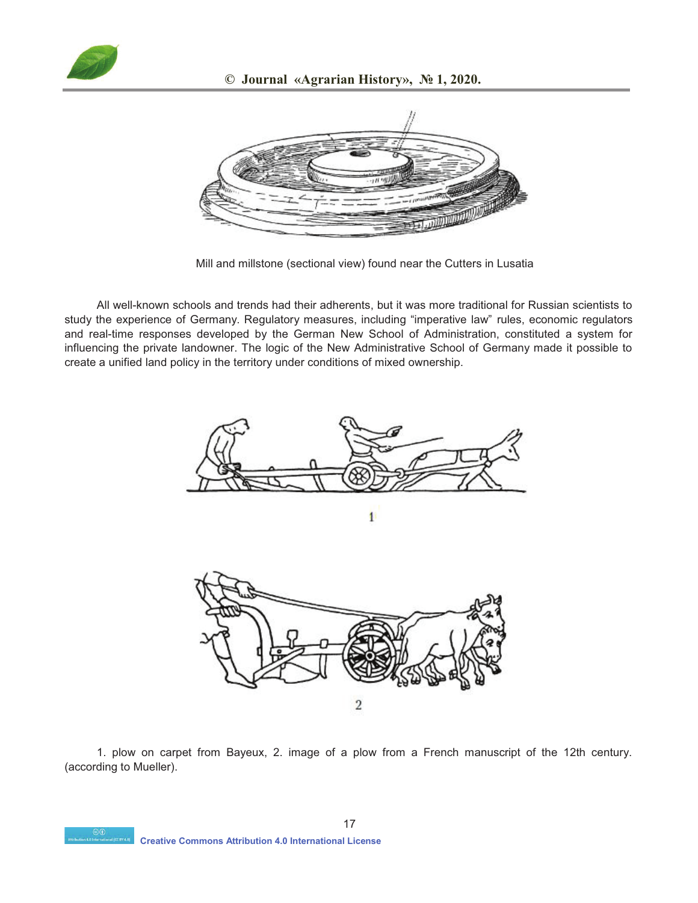Mill and millstone (sectional view) found near the Cutters in Lusatia

All well-known schools and trends had their adherents, but it was more traditional for Russian scientists to study the experience of Germany. Regulatory measures, including "imperative law" rules, economic regulators and real-time responses developed by the German New School of Administration, constituted a system for influencing the private landowner. The logic of the New Administrative School of Germany made it possible to create a unified land policy in the territory under conditions of mixed ownership.

1

2

1. plow on carpet from Bayeux, 2. image of a plow from a French manuscript of the 12th century. (according to Mueller).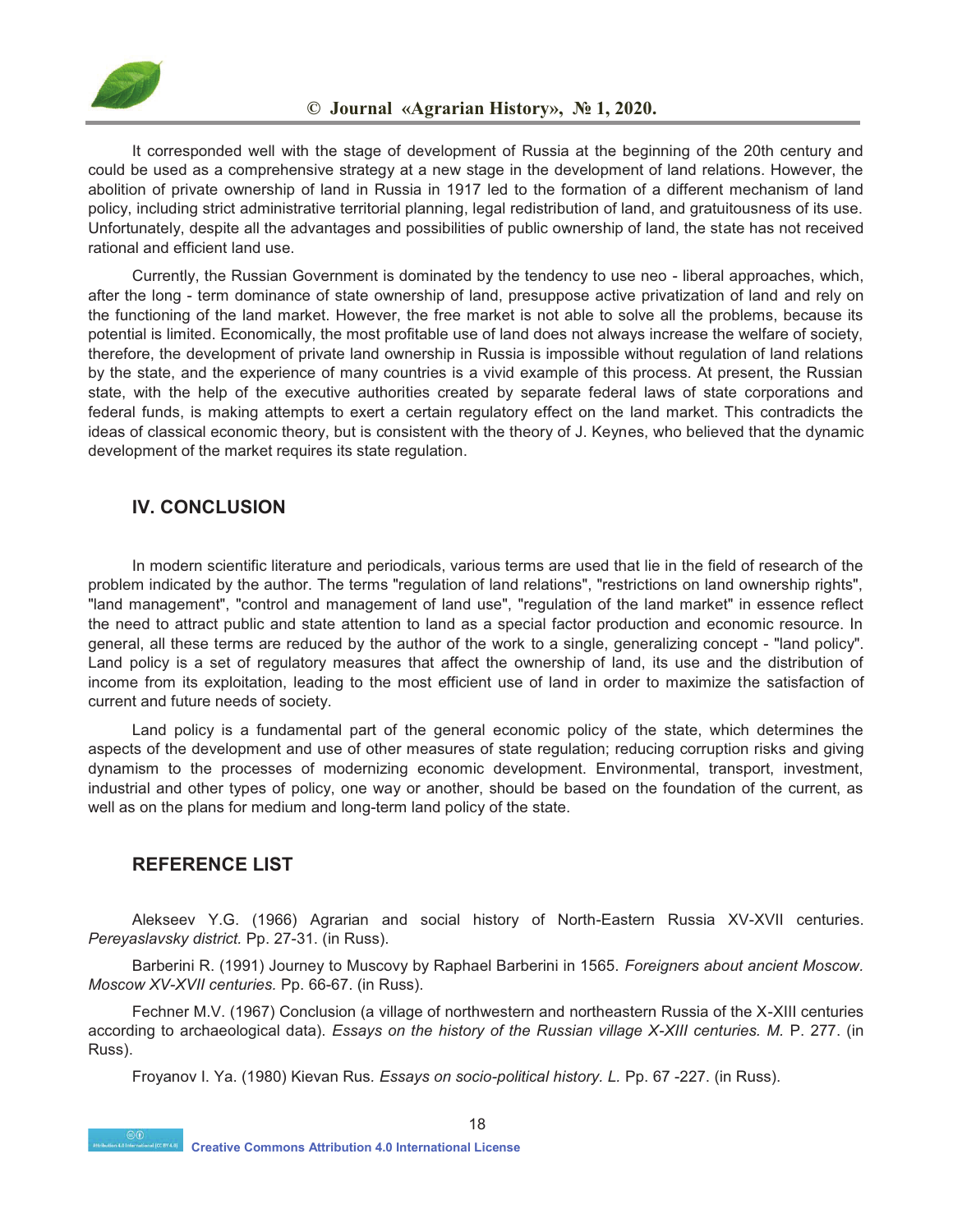It corresponded well with the stage of development of Russia at the beginning of the 20th century and could be used as a comprehensive strategy at a new stage in the development of land relations. However, the abolition of private ownership of land in Russia in 1917 led to the formation of a different mechanism of land policy, including strict administrative territorial planning, legal redistribution of land, and gratuitousness of its use. Unfortunately, despite all the advantages and possibilities of public ownership of land, the state has not received rational and efficient land use.

Currently, the Russian Government is dominated by the tendency to use neo - liberal approaches, which, after the long - term dominance of state ownership of land, presuppose active privatization of land and rely on the functioning of the land market. However, the free market is not able to solve all the problems, because its potential is limited. Economically, the most profitable use of land does not always increase the welfare of society, therefore, the development of private land ownership in Russia is impossible without regulation of land relations by the state, and the experience of many countries is a vivid example of this process. At present, the Russian state, with the help of the executive authorities created by separate federal laws of state corporations and federal funds, is making attempts to exert a certain regulatory effect on the land market. This contradicts the ideas of classical economic theory, but is consistent with the theory of J. Keynes, who believed that the dynamic development of the market requires its state regulation.

## IV. CONCLUSION

In modern scientific literature and periodicals, various terms are used that lie in the field of research of the problem indicated by the author. The terms "regulation of land relations", "restrictions on land ownership rights", "land management", "control and management of land use", "regulation of the land market" in essence reflect the need to attract public and state attention to land as a special factor production and economic resource. In general, all these terms are reduced by the author of the work to a single, generalizing concept - "land policy". Land policy is a set of regulatory measures that affect the ownership of land, its use and the distribution of income from its exploitation, leading to the most efficient use of land in order to maximize the satisfaction of current and future needs of society.

Land policy is a fundamental part of the general economic policy of the state, which determines the aspects of the development and use of other measures of state regulation; reducing corruption risks and giving dynamism to the processes of modernizing economic development. Environmental, transport, investment, industrial and other types of policy, one way or another, should be based on the foundation of the current, as well as on the plans for medium and long-term land policy of the state.

## REFERENCE LIST

Alekseev Y.G. (1966) Agrarian and social history of North-Eastern Russia XV-XVII centuries. *Pereyaslavsky district.* Pp. 27-31. (in Russ).

Barberini R. (1991) Journey to Muscovy by Raphael Barberini in 1565. *Foreigners about ancient Moscow. Moscow XV-XVII centuries.* Pp. 66-67. (in Russ).

Fechner M.V. (1967) Conclusion (a village of northwestern and northeastern Russia of the X-XIII centuries according to archaeological data). *Essays on the history of the Russian village X-XIII centuries. M.* P. 277. (in Russ).

Froyanov I. Ya. (1980) Kievan Rus*. Essays on socio-political history. L.* Pp. 67 -227. (in Russ).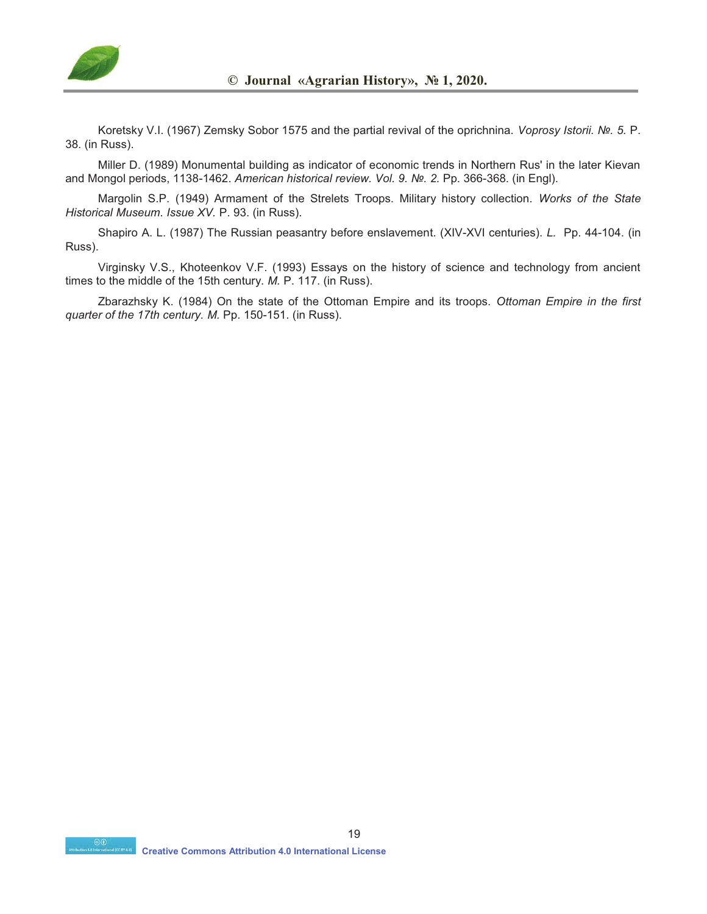Koretsky V.I. (1967) Zemsky Sobor 1575 and the partial revival of the oprichnina. *Voprosy Istorii. №. 5.* P. 38. (in Russ).

Miller D. (1989) Monumental building as indicator of economic trends in Northern Rus' in the later Kievan and Mongol periods, 1138-1462. *American historical review. Vol. 9. №. 2.* Pp. 366-368. (in Engl).

Margolin S.P. (1949) Armament of the Strelets Troops. Military history collection. *Works of the State Historical Museum. Issue XV.* P. 93. (in Russ).

Shapiro A. L. (1987) The Russian peasantry before enslavement. (XIV-XVI centuries). *L.* Pp. 44-104. (in Russ).

Virginsky V.S., Khoteenkov V.F. (1993) Essays on the history of science and technology from ancient times to the middle of the 15th century. *M.* P. 117. (in Russ).

Zbarazhsky K. (1984) On the state of the Ottoman Empire and its troops. *Ottoman Empire in the first quarter of the 17th century. M.* Pp. 150-151. (in Russ).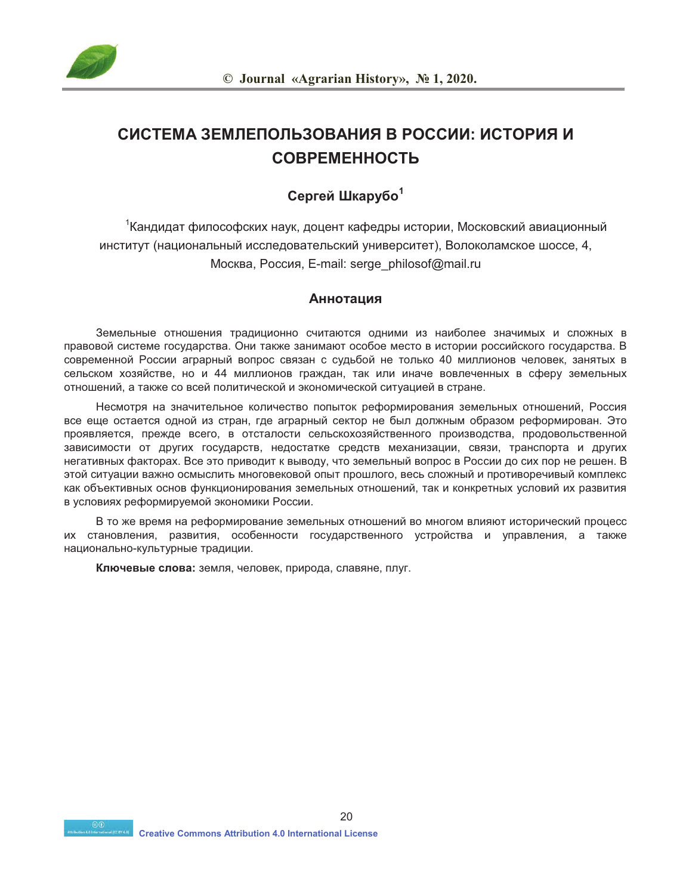# СИСТЕМА ЗЕМЛЕПОЛЬЗОВАНИЯ В РОССИИ: ИСТОРИЯ И СОВРЕМЕННОСТЬ

**Сергей Шкарубо[1]**

[1]Кандидат философских наук, доцент кафедры истории, Московский авиационный институт (национальный исследовательский университет), Волоколамское шоссе, 4, Москва, Россия, E-mail: serge_philosof@mail.ru

## Аннотация

Земельные отношения традиционно считаются одними из наиболее значимых и сложных в правовой системе государства. Они также занимают особое место в истории российского государства. В современной России аграрный вопрос связан с судьбой не только 40 миллионов человек, занятых в сельском хозяйстве, но и 44 миллионов граждан, так или иначе вовлеченных в сферу земельных отношений, а также со всей политической и экономической ситуацией в стране.

Несмотря на значительное количество попыток реформирования земельных отношений, Россия все еще остается одной из стран, где аграрный сектор не был должным образом реформирован. Это проявляется, прежде всего, в отсталости сельскохозяйственного производства, продовольственной зависимости от других государств, недостатке средств механизации, связи, транспорта и других негативных факторах. Все это приводит к выводу, что земельный вопрос в России до сих пор не решен. В этой ситуации важно осмыслить многовековой опыт прошлого, весь сложный и противоречивый комплекс как объективных основ функционирования земельных отношений, так и конкретных условий их развития в условиях реформируемой экономики России.

В то же время на реформирование земельных отношений во многом влияют исторический процесс их становления, развития, особенности государственного устройства и управления, а также национально-культурные традиции.

**Ключевые слова:** земля, человек, природа, славяне, плуг.